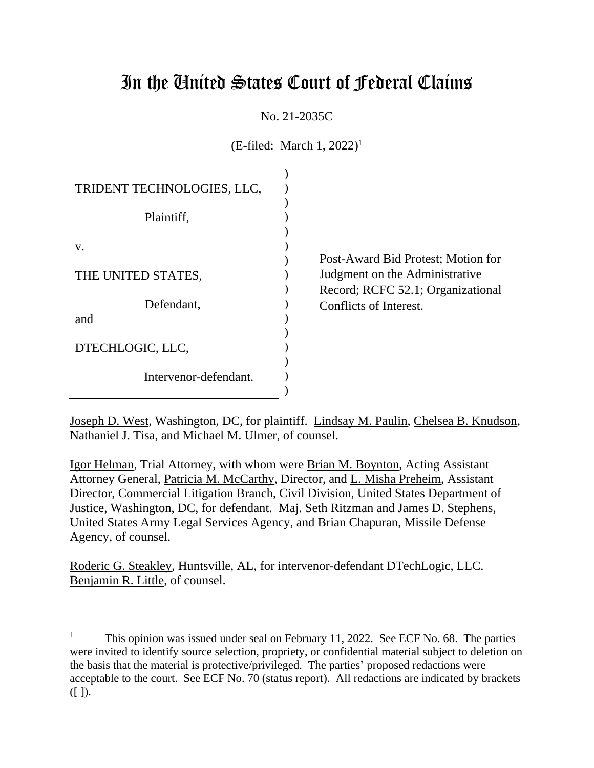# In the United States Court of Federal Claims

No. 21-2035C

(E-filed: March 1, 2022)[1]

| | |
|---|---|
| TRIDENT TECHNOLOGIES, LLC,<br><br>Plaintiff,<br><br>v.<br><br>THE UNITED STATES,<br><br>Defendant,<br><br>and<br><br>DTECHLOGIC, LLC,<br><br>Intervenor-defendant. | Post-Award Bid Protest; Motion for Judgment on the Administrative Record; RCFC 52.1; Organizational Conflicts of Interest. |

Joseph D. West, Washington, DC, for plaintiff. Lindsay M. Paulin, Chelsea B. Knudson, Nathaniel J. Tisa, and Michael M. Ulmer, of counsel.

Igor Helman, Trial Attorney, with whom were Brian M. Boynton, Acting Assistant Attorney General, Patricia M. McCarthy, Director, and L. Misha Preheim, Assistant Director, Commercial Litigation Branch, Civil Division, United States Department of Justice, Washington, DC, for defendant. Maj. Seth Ritzman and James D. Stephens, United States Army Legal Services Agency, and Brian Chapuran, Missile Defense Agency, of counsel.

Roderic G. Steakley, Huntsville, AL, for intervenor-defendant DTechLogic, LLC. Benjamin R. Little, of counsel.

---

[1] This opinion was issued under seal on February 11, 2022. See ECF No. 68. The parties were invited to identify source selection, propriety, or confidential material subject to deletion on the basis that the material is protective/privileged. The parties' proposed redactions were acceptable to the court. See ECF No. 70 (status report). All redactions are indicated by brackets ([ ]).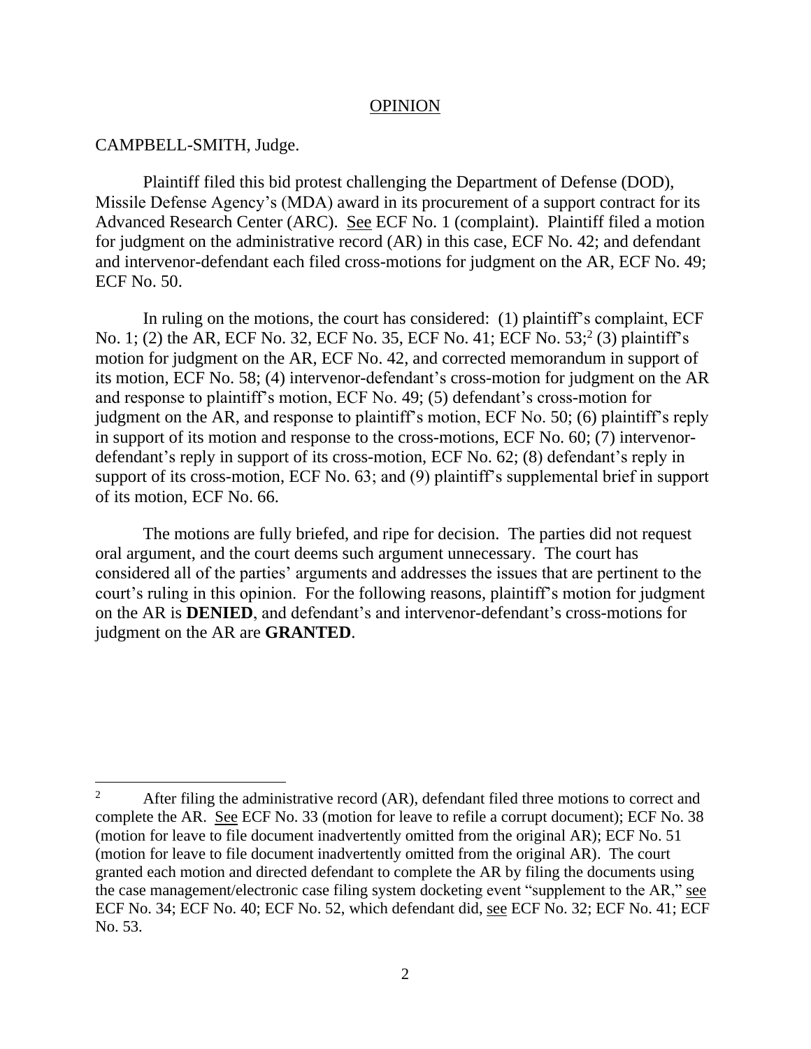# OPINION

CAMPBELL-SMITH, Judge.

Plaintiff filed this bid protest challenging the Department of Defense (DOD), Missile Defense Agency's (MDA) award in its procurement of a support contract for its Advanced Research Center (ARC). See ECF No. 1 (complaint). Plaintiff filed a motion for judgment on the administrative record (AR) in this case, ECF No. 42; and defendant and intervenor-defendant each filed cross-motions for judgment on the AR, ECF No. 49; ECF No. 50.

In ruling on the motions, the court has considered: (1) plaintiff's complaint, ECF No. 1; (2) the AR, ECF No. 32, ECF No. 35, ECF No. 41; ECF No. 53;[2] (3) plaintiff's motion for judgment on the AR, ECF No. 42, and corrected memorandum in support of its motion, ECF No. 58; (4) intervenor-defendant's cross-motion for judgment on the AR and response to plaintiff's motion, ECF No. 49; (5) defendant's cross-motion for judgment on the AR, and response to plaintiff's motion, ECF No. 50; (6) plaintiff's reply in support of its motion and response to the cross-motions, ECF No. 60; (7) intervenor-defendant's reply in support of its cross-motion, ECF No. 62; (8) defendant's reply in support of its cross-motion, ECF No. 63; and (9) plaintiff's supplemental brief in support of its motion, ECF No. 66.

The motions are fully briefed, and ripe for decision. The parties did not request oral argument, and the court deems such argument unnecessary. The court has considered all of the parties' arguments and addresses the issues that are pertinent to the court's ruling in this opinion. For the following reasons, plaintiff's motion for judgment on the AR is **DENIED**, and defendant's and intervenor-defendant's cross-motions for judgment on the AR are **GRANTED**.

---

[2] After filing the administrative record (AR), defendant filed three motions to correct and complete the AR. See ECF No. 33 (motion for leave to refile a corrupt document); ECF No. 38 (motion for leave to file document inadvertently omitted from the original AR); ECF No. 51 (motion for leave to file document inadvertently omitted from the original AR). The court granted each motion and directed defendant to complete the AR by filing the documents using the case management/electronic case filing system docketing event "supplement to the AR," see ECF No. 34; ECF No. 40; ECF No. 52, which defendant did, see ECF No. 32; ECF No. 41; ECF No. 53.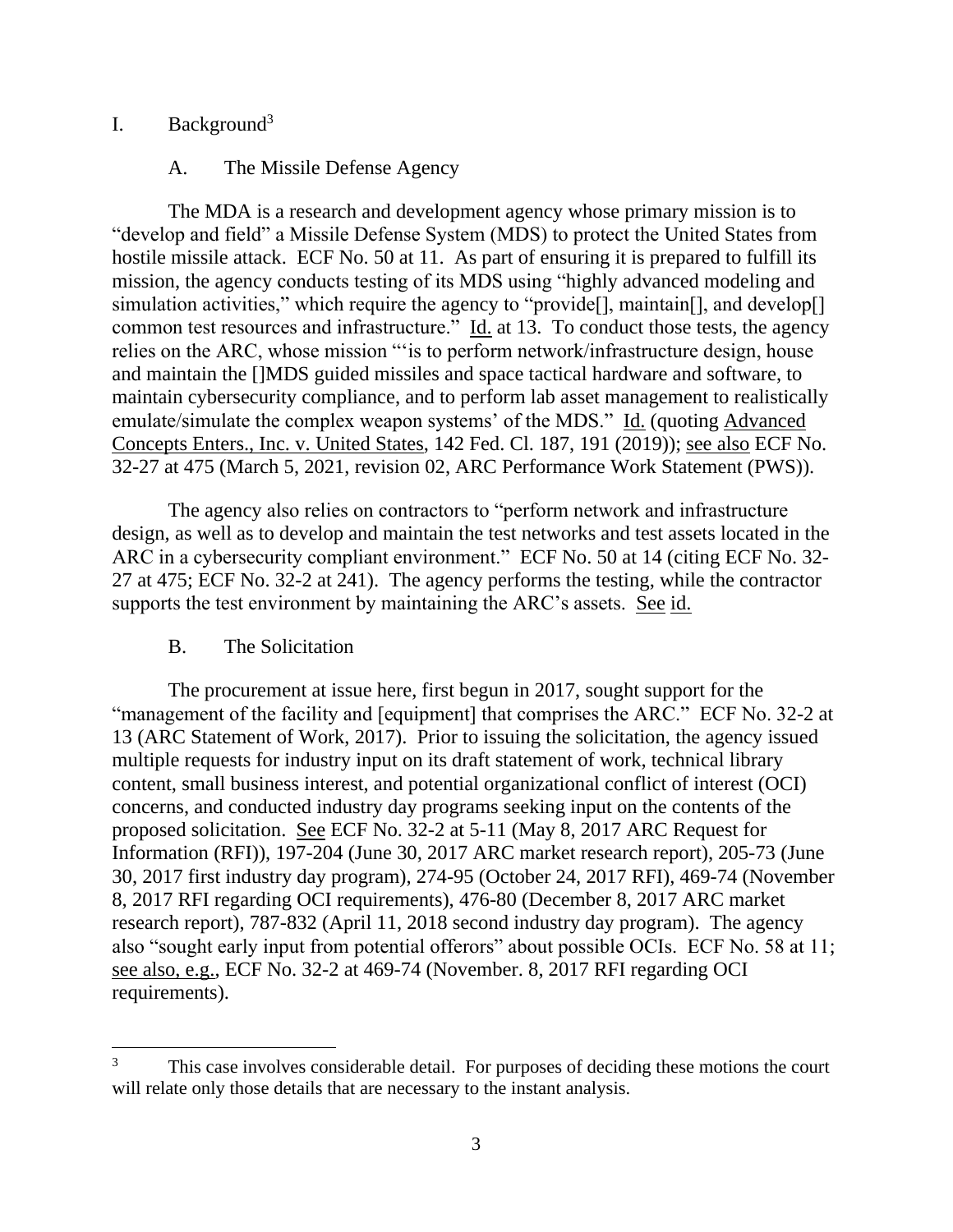## I. Background[3]

### A. The Missile Defense Agency

The MDA is a research and development agency whose primary mission is to "develop and field" a Missile Defense System (MDS) to protect the United States from hostile missile attack. ECF No. 50 at 11. As part of ensuring it is prepared to fulfill its mission, the agency conducts testing of its MDS using "highly advanced modeling and simulation activities," which require the agency to "provide[], maintain[], and develop[] common test resources and infrastructure." Id. at 13. To conduct those tests, the agency relies on the ARC, whose mission "'is to perform network/infrastructure design, house and maintain the []MDS guided missiles and space tactical hardware and software, to maintain cybersecurity compliance, and to perform lab asset management to realistically emulate/simulate the complex weapon systems' of the MDS." Id. (quoting Advanced Concepts Enters., Inc. v. United States, 142 Fed. Cl. 187, 191 (2019)); see also ECF No. 32-27 at 475 (March 5, 2021, revision 02, ARC Performance Work Statement (PWS)).

The agency also relies on contractors to "perform network and infrastructure design, as well as to develop and maintain the test networks and test assets located in the ARC in a cybersecurity compliant environment." ECF No. 50 at 14 (citing ECF No. 32-27 at 475; ECF No. 32-2 at 241). The agency performs the testing, while the contractor supports the test environment by maintaining the ARC's assets. See id.

### B. The Solicitation

The procurement at issue here, first begun in 2017, sought support for the "management of the facility and [equipment] that comprises the ARC." ECF No. 32-2 at 13 (ARC Statement of Work, 2017). Prior to issuing the solicitation, the agency issued multiple requests for industry input on its draft statement of work, technical library content, small business interest, and potential organizational conflict of interest (OCI) concerns, and conducted industry day programs seeking input on the contents of the proposed solicitation. See ECF No. 32-2 at 5-11 (May 8, 2017 ARC Request for Information (RFI)), 197-204 (June 30, 2017 ARC market research report), 205-73 (June 30, 2017 first industry day program), 274-95 (October 24, 2017 RFI), 469-74 (November 8, 2017 RFI regarding OCI requirements), 476-80 (December 8, 2017 ARC market research report), 787-832 (April 11, 2018 second industry day program). The agency also "sought early input from potential offerors" about possible OCIs. ECF No. 58 at 11; see also, e.g., ECF No. 32-2 at 469-74 (November. 8, 2017 RFI regarding OCI requirements).

---

[3] This case involves considerable detail. For purposes of deciding these motions the court will relate only those details that are necessary to the instant analysis.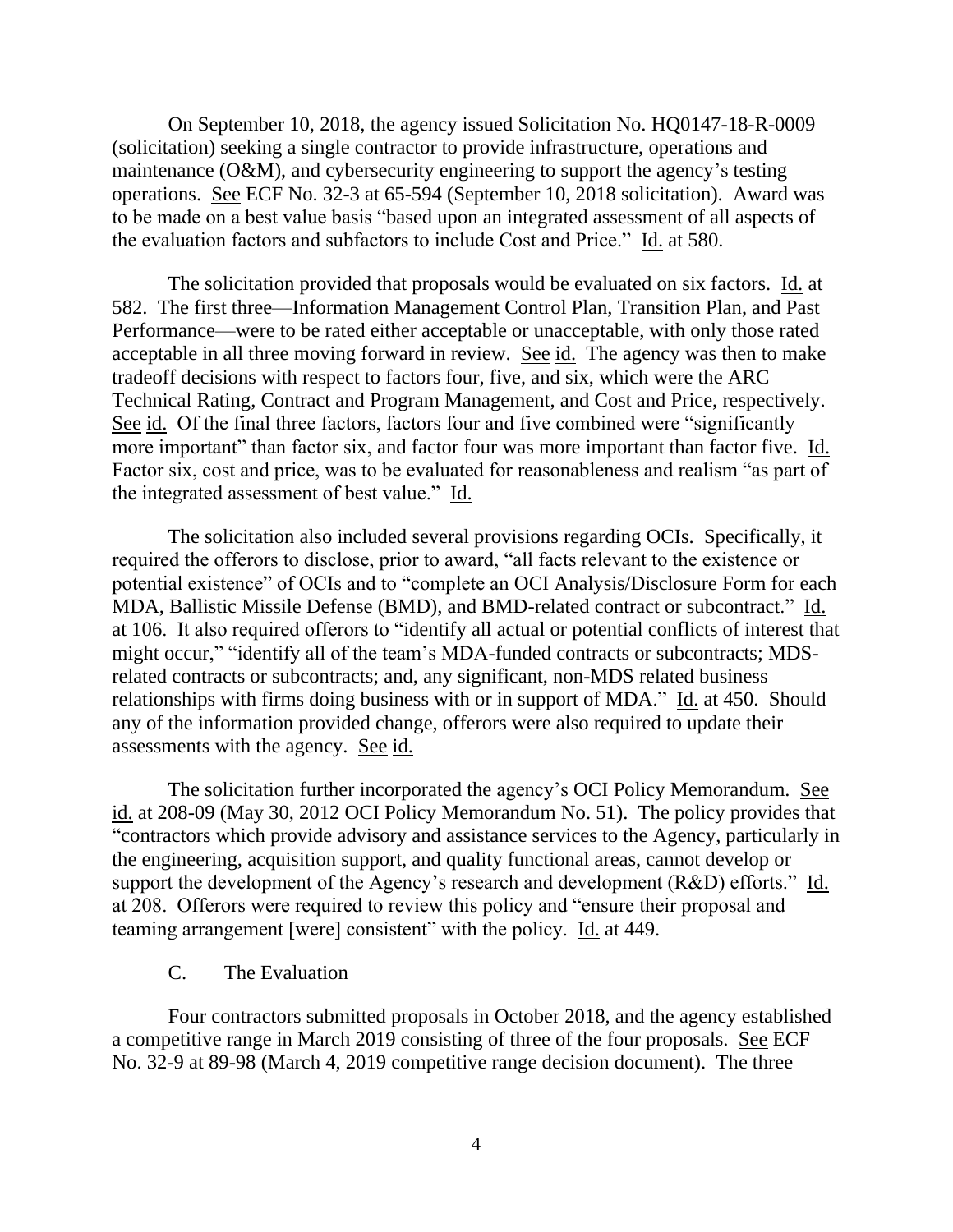On September 10, 2018, the agency issued Solicitation No. HQ0147-18-R-0009 (solicitation) seeking a single contractor to provide infrastructure, operations and maintenance (O&M), and cybersecurity engineering to support the agency's testing operations. See ECF No. 32-3 at 65-594 (September 10, 2018 solicitation). Award was to be made on a best value basis "based upon an integrated assessment of all aspects of the evaluation factors and subfactors to include Cost and Price." Id. at 580.

The solicitation provided that proposals would be evaluated on six factors. Id. at 582. The first three—Information Management Control Plan, Transition Plan, and Past Performance—were to be rated either acceptable or unacceptable, with only those rated acceptable in all three moving forward in review. See id. The agency was then to make tradeoff decisions with respect to factors four, five, and six, which were the ARC Technical Rating, Contract and Program Management, and Cost and Price, respectively. See id. Of the final three factors, factors four and five combined were "significantly more important" than factor six, and factor four was more important than factor five. Id. Factor six, cost and price, was to be evaluated for reasonableness and realism "as part of the integrated assessment of best value." Id.

The solicitation also included several provisions regarding OCIs. Specifically, it required the offerors to disclose, prior to award, "all facts relevant to the existence or potential existence" of OCIs and to "complete an OCI Analysis/Disclosure Form for each MDA, Ballistic Missile Defense (BMD), and BMD-related contract or subcontract." Id. at 106. It also required offerors to "identify all actual or potential conflicts of interest that might occur," "identify all of the team's MDA-funded contracts or subcontracts; MDS-related contracts or subcontracts; and, any significant, non-MDS related business relationships with firms doing business with or in support of MDA." Id. at 450. Should any of the information provided change, offerors were also required to update their assessments with the agency. See id.

The solicitation further incorporated the agency's OCI Policy Memorandum. See id. at 208-09 (May 30, 2012 OCI Policy Memorandum No. 51). The policy provides that "contractors which provide advisory and assistance services to the Agency, particularly in the engineering, acquisition support, and quality functional areas, cannot develop or support the development of the Agency's research and development (R&D) efforts." Id. at 208. Offerors were required to review this policy and "ensure their proposal and teaming arrangement [were] consistent" with the policy. Id. at 449.

### C. The Evaluation

Four contractors submitted proposals in October 2018, and the agency established a competitive range in March 2019 consisting of three of the four proposals. See ECF No. 32-9 at 89-98 (March 4, 2019 competitive range decision document). The three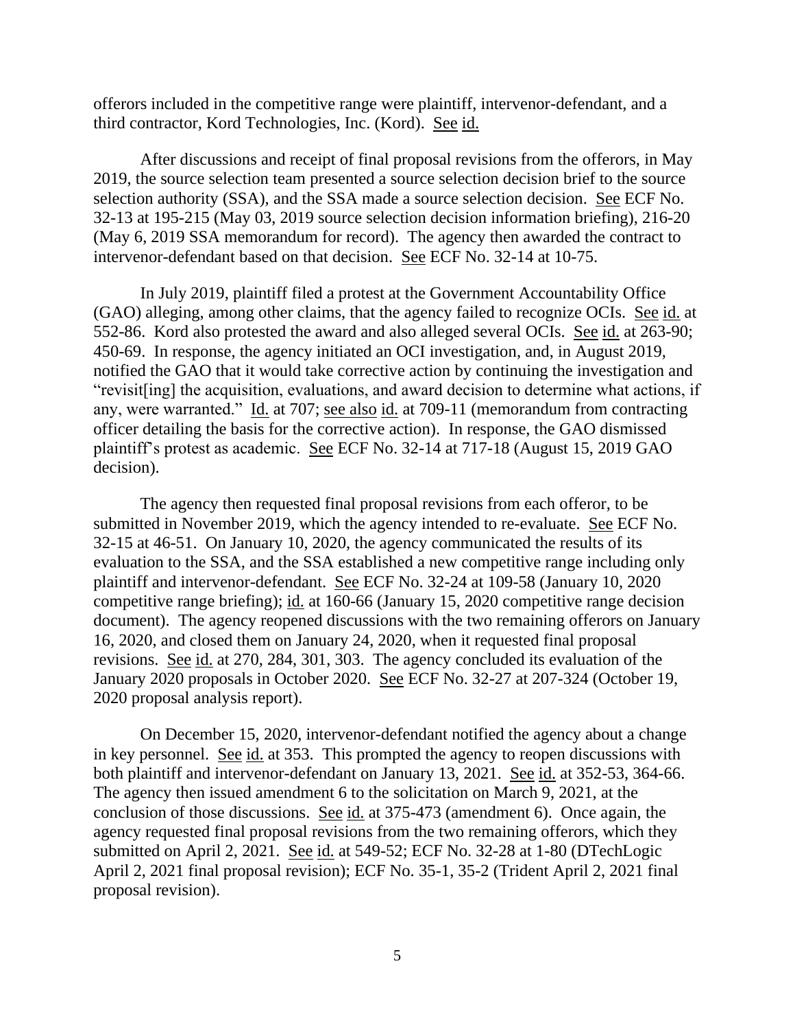offerors included in the competitive range were plaintiff, intervenor-defendant, and a third contractor, Kord Technologies, Inc. (Kord). See id.

After discussions and receipt of final proposal revisions from the offerors, in May 2019, the source selection team presented a source selection decision brief to the source selection authority (SSA), and the SSA made a source selection decision. See ECF No. 32-13 at 195-215 (May 03, 2019 source selection decision information briefing), 216-20 (May 6, 2019 SSA memorandum for record). The agency then awarded the contract to intervenor-defendant based on that decision. See ECF No. 32-14 at 10-75.

In July 2019, plaintiff filed a protest at the Government Accountability Office (GAO) alleging, among other claims, that the agency failed to recognize OCIs. See id. at 552-86. Kord also protested the award and also alleged several OCIs. See id. at 263-90; 450-69. In response, the agency initiated an OCI investigation, and, in August 2019, notified the GAO that it would take corrective action by continuing the investigation and "revisit[ing] the acquisition, evaluations, and award decision to determine what actions, if any, were warranted." Id. at 707; see also id. at 709-11 (memorandum from contracting officer detailing the basis for the corrective action). In response, the GAO dismissed plaintiff's protest as academic. See ECF No. 32-14 at 717-18 (August 15, 2019 GAO decision).

The agency then requested final proposal revisions from each offeror, to be submitted in November 2019, which the agency intended to re-evaluate. See ECF No. 32-15 at 46-51. On January 10, 2020, the agency communicated the results of its evaluation to the SSA, and the SSA established a new competitive range including only plaintiff and intervenor-defendant. See ECF No. 32-24 at 109-58 (January 10, 2020 competitive range briefing); id. at 160-66 (January 15, 2020 competitive range decision document). The agency reopened discussions with the two remaining offerors on January 16, 2020, and closed them on January 24, 2020, when it requested final proposal revisions. See id. at 270, 284, 301, 303. The agency concluded its evaluation of the January 2020 proposals in October 2020. See ECF No. 32-27 at 207-324 (October 19, 2020 proposal analysis report).

On December 15, 2020, intervenor-defendant notified the agency about a change in key personnel. See id. at 353. This prompted the agency to reopen discussions with both plaintiff and intervenor-defendant on January 13, 2021. See id. at 352-53, 364-66. The agency then issued amendment 6 to the solicitation on March 9, 2021, at the conclusion of those discussions. See id. at 375-473 (amendment 6). Once again, the agency requested final proposal revisions from the two remaining offerors, which they submitted on April 2, 2021. See id. at 549-52; ECF No. 32-28 at 1-80 (DTechLogic April 2, 2021 final proposal revision); ECF No. 35-1, 35-2 (Trident April 2, 2021 final proposal revision).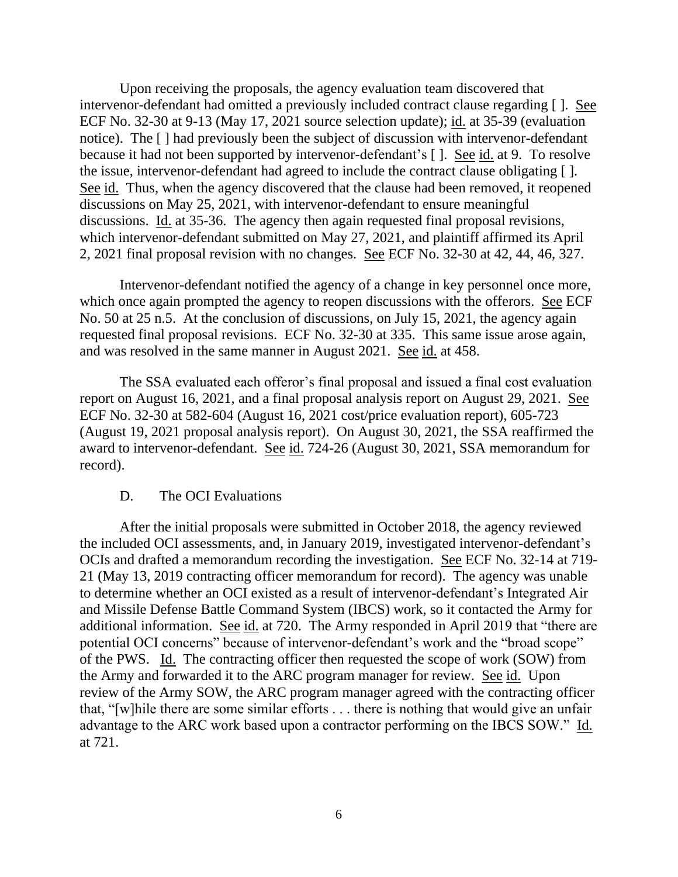Upon receiving the proposals, the agency evaluation team discovered that intervenor-defendant had omitted a previously included contract clause regarding [ ]. See ECF No. 32-30 at 9-13 (May 17, 2021 source selection update); id. at 35-39 (evaluation notice). The [ ] had previously been the subject of discussion with intervenor-defendant because it had not been supported by intervenor-defendant's [ ]. See id. at 9. To resolve the issue, intervenor-defendant had agreed to include the contract clause obligating [ ]. See id. Thus, when the agency discovered that the clause had been removed, it reopened discussions on May 25, 2021, with intervenor-defendant to ensure meaningful discussions. Id. at 35-36. The agency then again requested final proposal revisions, which intervenor-defendant submitted on May 27, 2021, and plaintiff affirmed its April 2, 2021 final proposal revision with no changes. See ECF No. 32-30 at 42, 44, 46, 327.

Intervenor-defendant notified the agency of a change in key personnel once more, which once again prompted the agency to reopen discussions with the offerors. See ECF No. 50 at 25 n.5. At the conclusion of discussions, on July 15, 2021, the agency again requested final proposal revisions. ECF No. 32-30 at 335. This same issue arose again, and was resolved in the same manner in August 2021. See id. at 458.

The SSA evaluated each offeror's final proposal and issued a final cost evaluation report on August 16, 2021, and a final proposal analysis report on August 29, 2021. See ECF No. 32-30 at 582-604 (August 16, 2021 cost/price evaluation report), 605-723 (August 19, 2021 proposal analysis report). On August 30, 2021, the SSA reaffirmed the award to intervenor-defendant. See id. 724-26 (August 30, 2021, SSA memorandum for record).

### D. The OCI Evaluations

After the initial proposals were submitted in October 2018, the agency reviewed the included OCI assessments, and, in January 2019, investigated intervenor-defendant's OCIs and drafted a memorandum recording the investigation. See ECF No. 32-14 at 719-21 (May 13, 2019 contracting officer memorandum for record). The agency was unable to determine whether an OCI existed as a result of intervenor-defendant's Integrated Air and Missile Defense Battle Command System (IBCS) work, so it contacted the Army for additional information. See id. at 720. The Army responded in April 2019 that "there are potential OCI concerns" because of intervenor-defendant's work and the "broad scope" of the PWS. Id. The contracting officer then requested the scope of work (SOW) from the Army and forwarded it to the ARC program manager for review. See id. Upon review of the Army SOW, the ARC program manager agreed with the contracting officer that, "[w]hile there are some similar efforts . . . there is nothing that would give an unfair advantage to the ARC work based upon a contractor performing on the IBCS SOW." Id. at 721.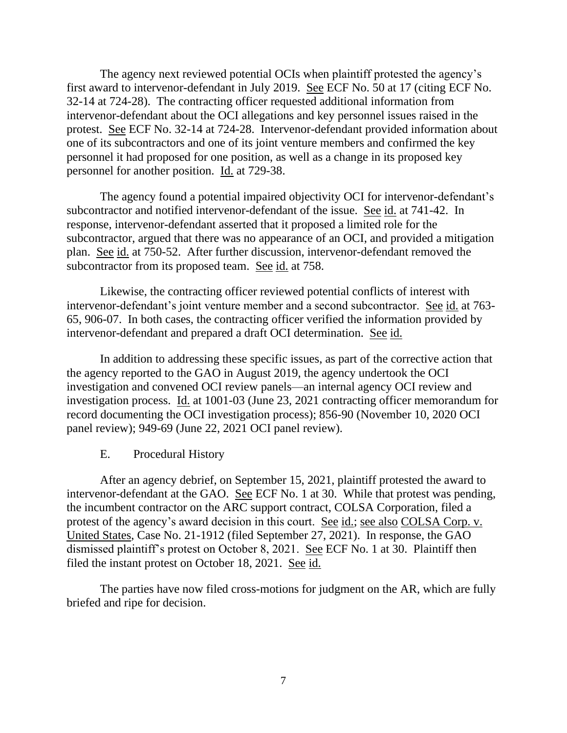The agency next reviewed potential OCIs when plaintiff protested the agency's first award to intervenor-defendant in July 2019. See ECF No. 50 at 17 (citing ECF No. 32-14 at 724-28). The contracting officer requested additional information from intervenor-defendant about the OCI allegations and key personnel issues raised in the protest. See ECF No. 32-14 at 724-28. Intervenor-defendant provided information about one of its subcontractors and one of its joint venture members and confirmed the key personnel it had proposed for one position, as well as a change in its proposed key personnel for another position. Id. at 729-38.

The agency found a potential impaired objectivity OCI for intervenor-defendant's subcontractor and notified intervenor-defendant of the issue. See id. at 741-42. In response, intervenor-defendant asserted that it proposed a limited role for the subcontractor, argued that there was no appearance of an OCI, and provided a mitigation plan. See id. at 750-52. After further discussion, intervenor-defendant removed the subcontractor from its proposed team. See id. at 758.

Likewise, the contracting officer reviewed potential conflicts of interest with intervenor-defendant's joint venture member and a second subcontractor. See id. at 763-65, 906-07. In both cases, the contracting officer verified the information provided by intervenor-defendant and prepared a draft OCI determination. See id.

In addition to addressing these specific issues, as part of the corrective action that the agency reported to the GAO in August 2019, the agency undertook the OCI investigation and convened OCI review panels—an internal agency OCI review and investigation process. Id. at 1001-03 (June 23, 2021 contracting officer memorandum for record documenting the OCI investigation process); 856-90 (November 10, 2020 OCI panel review); 949-69 (June 22, 2021 OCI panel review).

### E. Procedural History

After an agency debrief, on September 15, 2021, plaintiff protested the award to intervenor-defendant at the GAO. See ECF No. 1 at 30. While that protest was pending, the incumbent contractor on the ARC support contract, COLSA Corporation, filed a protest of the agency's award decision in this court. See id.; see also COLSA Corp. v. United States, Case No. 21-1912 (filed September 27, 2021). In response, the GAO dismissed plaintiff's protest on October 8, 2021. See ECF No. 1 at 30. Plaintiff then filed the instant protest on October 18, 2021. See id.

The parties have now filed cross-motions for judgment on the AR, which are fully briefed and ripe for decision.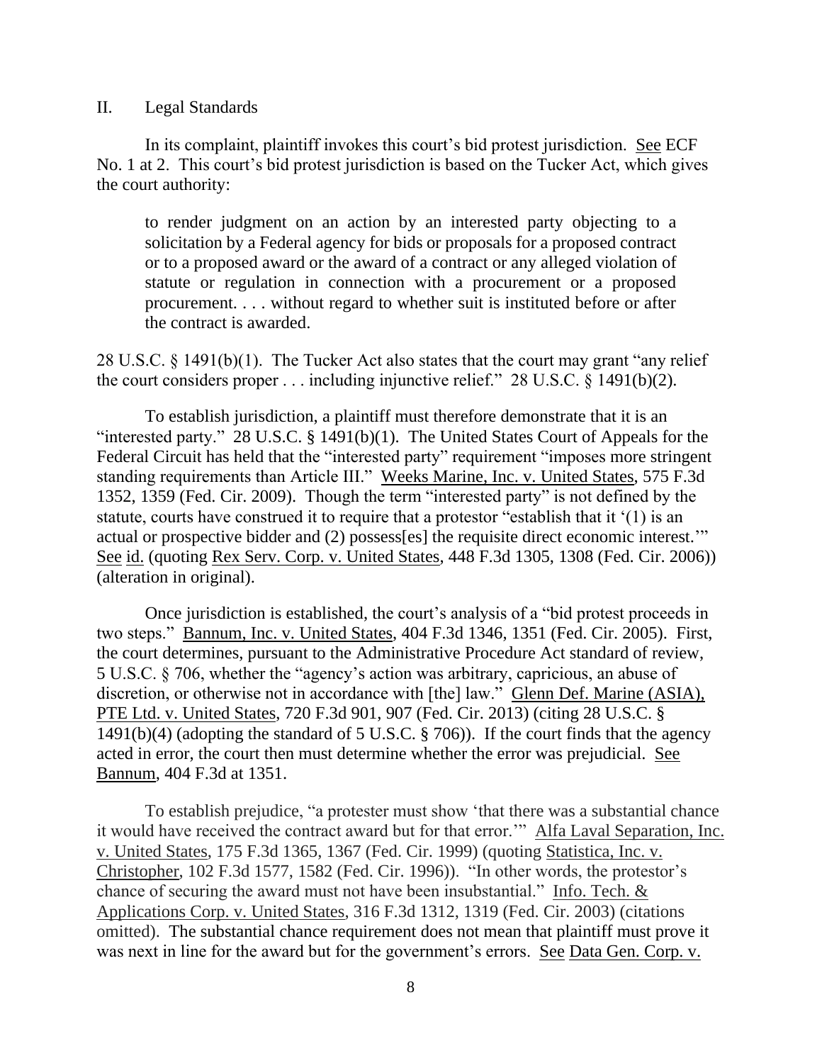## II. Legal Standards

In its complaint, plaintiff invokes this court's bid protest jurisdiction. See ECF No. 1 at 2. This court's bid protest jurisdiction is based on the Tucker Act, which gives the court authority:

> to render judgment on an action by an interested party objecting to a solicitation by a Federal agency for bids or proposals for a proposed contract or to a proposed award or the award of a contract or any alleged violation of statute or regulation in connection with a procurement or a proposed procurement. . . . without regard to whether suit is instituted before or after the contract is awarded.

28 U.S.C. § 1491(b)(1). The Tucker Act also states that the court may grant "any relief the court considers proper . . . including injunctive relief." 28 U.S.C. § 1491(b)(2).

To establish jurisdiction, a plaintiff must therefore demonstrate that it is an "interested party." 28 U.S.C. § 1491(b)(1). The United States Court of Appeals for the Federal Circuit has held that the "interested party" requirement "imposes more stringent standing requirements than Article III." Weeks Marine, Inc. v. United States, 575 F.3d 1352, 1359 (Fed. Cir. 2009). Though the term "interested party" is not defined by the statute, courts have construed it to require that a protestor "establish that it '(1) is an actual or prospective bidder and (2) possess[es] the requisite direct economic interest.'" See id. (quoting Rex Serv. Corp. v. United States, 448 F.3d 1305, 1308 (Fed. Cir. 2006)) (alteration in original).

Once jurisdiction is established, the court's analysis of a "bid protest proceeds in two steps." Bannum, Inc. v. United States, 404 F.3d 1346, 1351 (Fed. Cir. 2005). First, the court determines, pursuant to the Administrative Procedure Act standard of review, 5 U.S.C. § 706, whether the "agency's action was arbitrary, capricious, an abuse of discretion, or otherwise not in accordance with [the] law." Glenn Def. Marine (ASIA), PTE Ltd. v. United States, 720 F.3d 901, 907 (Fed. Cir. 2013) (citing 28 U.S.C. § 1491(b)(4) (adopting the standard of 5 U.S.C. § 706)). If the court finds that the agency acted in error, the court then must determine whether the error was prejudicial. See Bannum, 404 F.3d at 1351.

To establish prejudice, "a protester must show 'that there was a substantial chance it would have received the contract award but for that error.'" Alfa Laval Separation, Inc. v. United States, 175 F.3d 1365, 1367 (Fed. Cir. 1999) (quoting Statistica, Inc. v. Christopher, 102 F.3d 1577, 1582 (Fed. Cir. 1996)). "In other words, the protestor's chance of securing the award must not have been insubstantial." Info. Tech. & Applications Corp. v. United States, 316 F.3d 1312, 1319 (Fed. Cir. 2003) (citations omitted). The substantial chance requirement does not mean that plaintiff must prove it was next in line for the award but for the government's errors. See Data Gen. Corp. v.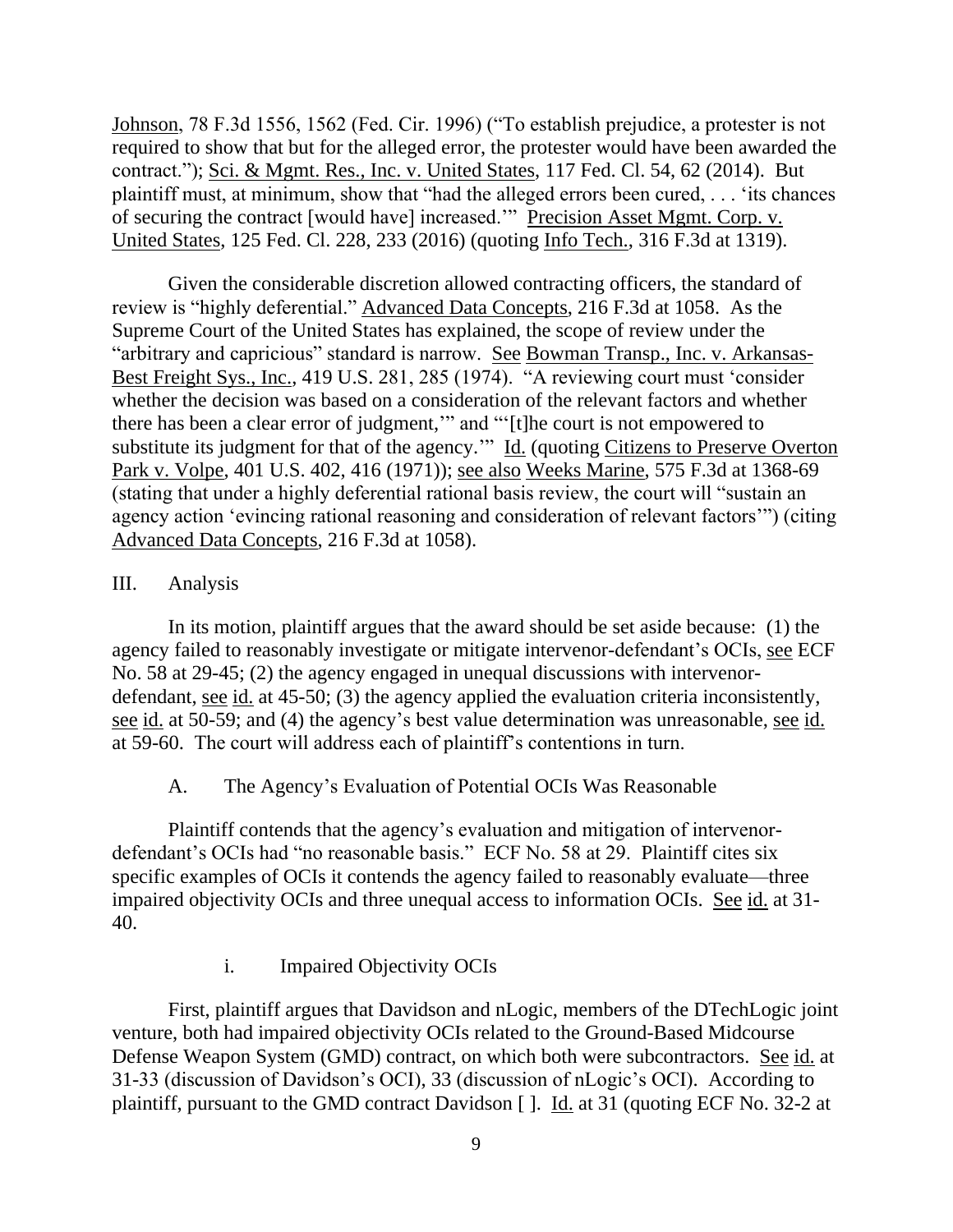Johnson, 78 F.3d 1556, 1562 (Fed. Cir. 1996) ("To establish prejudice, a protester is not required to show that but for the alleged error, the protester would have been awarded the contract."); Sci. & Mgmt. Res., Inc. v. United States, 117 Fed. Cl. 54, 62 (2014). But plaintiff must, at minimum, show that "had the alleged errors been cured, . . . 'its chances of securing the contract [would have] increased.'" Precision Asset Mgmt. Corp. v. United States, 125 Fed. Cl. 228, 233 (2016) (quoting Info Tech., 316 F.3d at 1319).

Given the considerable discretion allowed contracting officers, the standard of review is "highly deferential." Advanced Data Concepts, 216 F.3d at 1058. As the Supreme Court of the United States has explained, the scope of review under the "arbitrary and capricious" standard is narrow. See Bowman Transp., Inc. v. Arkansas-Best Freight Sys., Inc., 419 U.S. 281, 285 (1974). "A reviewing court must 'consider whether the decision was based on a consideration of the relevant factors and whether there has been a clear error of judgment,'" and "'[t]he court is not empowered to substitute its judgment for that of the agency.'" Id. (quoting Citizens to Preserve Overton Park v. Volpe, 401 U.S. 402, 416 (1971)); see also Weeks Marine, 575 F.3d at 1368-69 (stating that under a highly deferential rational basis review, the court will "sustain an agency action 'evincing rational reasoning and consideration of relevant factors'") (citing Advanced Data Concepts, 216 F.3d at 1058).

## III. Analysis

In its motion, plaintiff argues that the award should be set aside because: (1) the agency failed to reasonably investigate or mitigate intervenor-defendant's OCIs, see ECF No. 58 at 29-45; (2) the agency engaged in unequal discussions with intervenor-defendant, see id. at 45-50; (3) the agency applied the evaluation criteria inconsistently, see id. at 50-59; and (4) the agency's best value determination was unreasonable, see id. at 59-60. The court will address each of plaintiff's contentions in turn.

### A. The Agency's Evaluation of Potential OCIs Was Reasonable

Plaintiff contends that the agency's evaluation and mitigation of intervenor-defendant's OCIs had "no reasonable basis." ECF No. 58 at 29. Plaintiff cites six specific examples of OCIs it contends the agency failed to reasonably evaluate—three impaired objectivity OCIs and three unequal access to information OCIs. See id. at 31-40.

#### i. Impaired Objectivity OCIs

First, plaintiff argues that Davidson and nLogic, members of the DTechLogic joint venture, both had impaired objectivity OCIs related to the Ground-Based Midcourse Defense Weapon System (GMD) contract, on which both were subcontractors. See id. at 31-33 (discussion of Davidson's OCI), 33 (discussion of nLogic's OCI). According to plaintiff, pursuant to the GMD contract Davidson [ ]. Id. at 31 (quoting ECF No. 32-2 at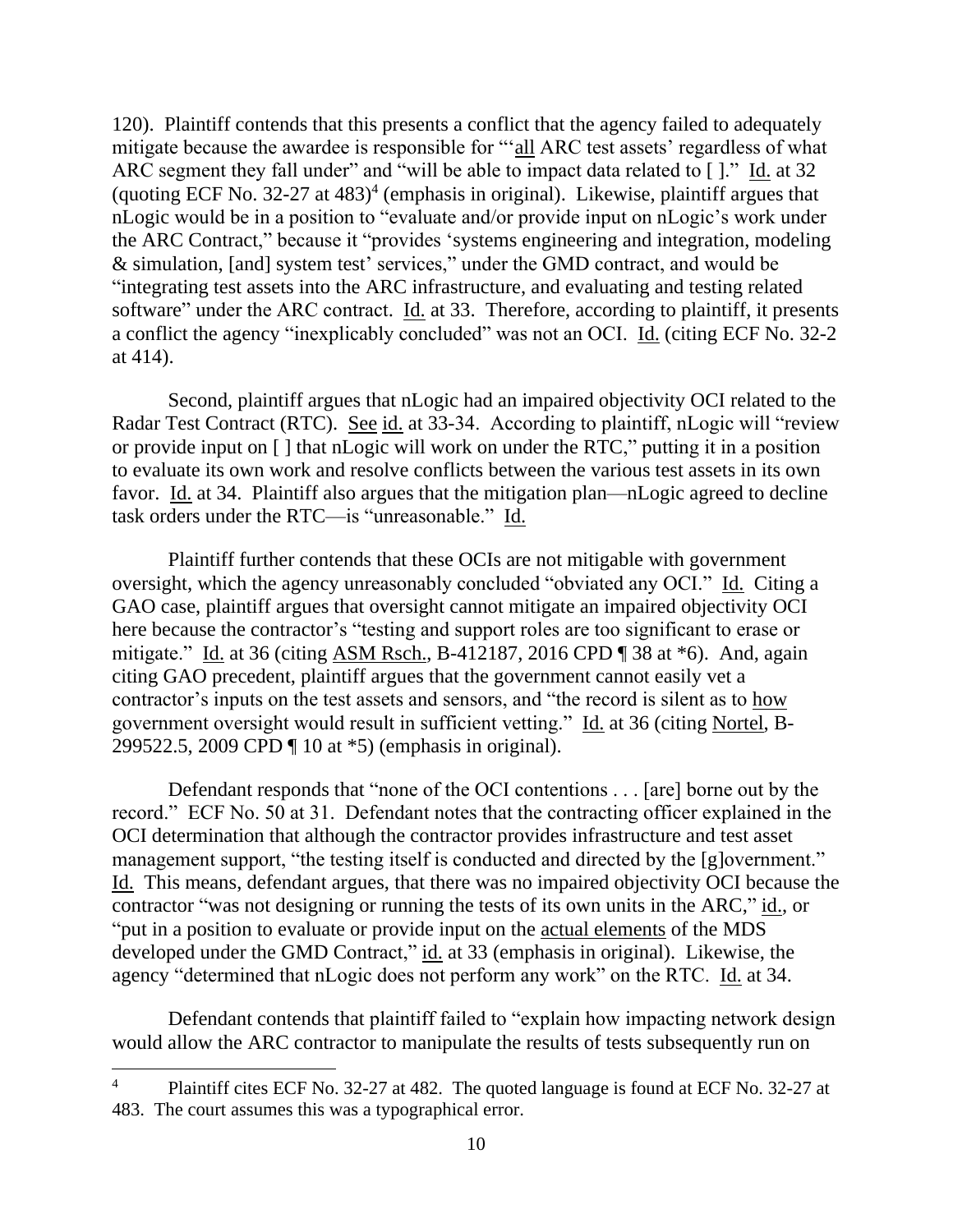120). Plaintiff contends that this presents a conflict that the agency failed to adequately mitigate because the awardee is responsible for "'all ARC test assets' regardless of what ARC segment they fall under" and "will be able to impact data related to [ ]." Id. at 32 (quoting ECF No. 32-27 at 483)[4] (emphasis in original). Likewise, plaintiff argues that nLogic would be in a position to "evaluate and/or provide input on nLogic's work under the ARC Contract," because it "provides 'systems engineering and integration, modeling & simulation, [and] system test' services," under the GMD contract, and would be "integrating test assets into the ARC infrastructure, and evaluating and testing related software" under the ARC contract. Id. at 33. Therefore, according to plaintiff, it presents a conflict the agency "inexplicably concluded" was not an OCI. Id. (citing ECF No. 32-2 at 414).

Second, plaintiff argues that nLogic had an impaired objectivity OCI related to the Radar Test Contract (RTC). See id. at 33-34. According to plaintiff, nLogic will "review or provide input on [ ] that nLogic will work on under the RTC," putting it in a position to evaluate its own work and resolve conflicts between the various test assets in its own favor. Id. at 34. Plaintiff also argues that the mitigation plan—nLogic agreed to decline task orders under the RTC—is "unreasonable." Id.

Plaintiff further contends that these OCIs are not mitigable with government oversight, which the agency unreasonably concluded "obviated any OCI." Id. Citing a GAO case, plaintiff argues that oversight cannot mitigate an impaired objectivity OCI here because the contractor's "testing and support roles are too significant to erase or mitigate." Id. at 36 (citing ASM Rsch., B-412187, 2016 CPD ¶ 38 at *6). And, again citing GAO precedent, plaintiff argues that the government cannot easily vet a contractor's inputs on the test assets and sensors, and "the record is silent as to how government oversight would result in sufficient vetting." Id. at 36 (citing Nortel, B-299522.5, 2009 CPD ¶ 10 at *5) (emphasis in original).

Defendant responds that "none of the OCI contentions . . . [are] borne out by the record." ECF No. 50 at 31. Defendant notes that the contracting officer explained in the OCI determination that although the contractor provides infrastructure and test asset management support, "the testing itself is conducted and directed by the [g]overnment." Id. This means, defendant argues, that there was no impaired objectivity OCI because the contractor "was not designing or running the tests of its own units in the ARC," id., or "put in a position to evaluate or provide input on the actual elements of the MDS developed under the GMD Contract," id. at 33 (emphasis in original). Likewise, the agency "determined that nLogic does not perform any work" on the RTC. Id. at 34.

Defendant contends that plaintiff failed to "explain how impacting network design would allow the ARC contractor to manipulate the results of tests subsequently run on

[4] Plaintiff cites ECF No. 32-27 at 482. The quoted language is found at ECF No. 32-27 at 483. The court assumes this was a typographical error.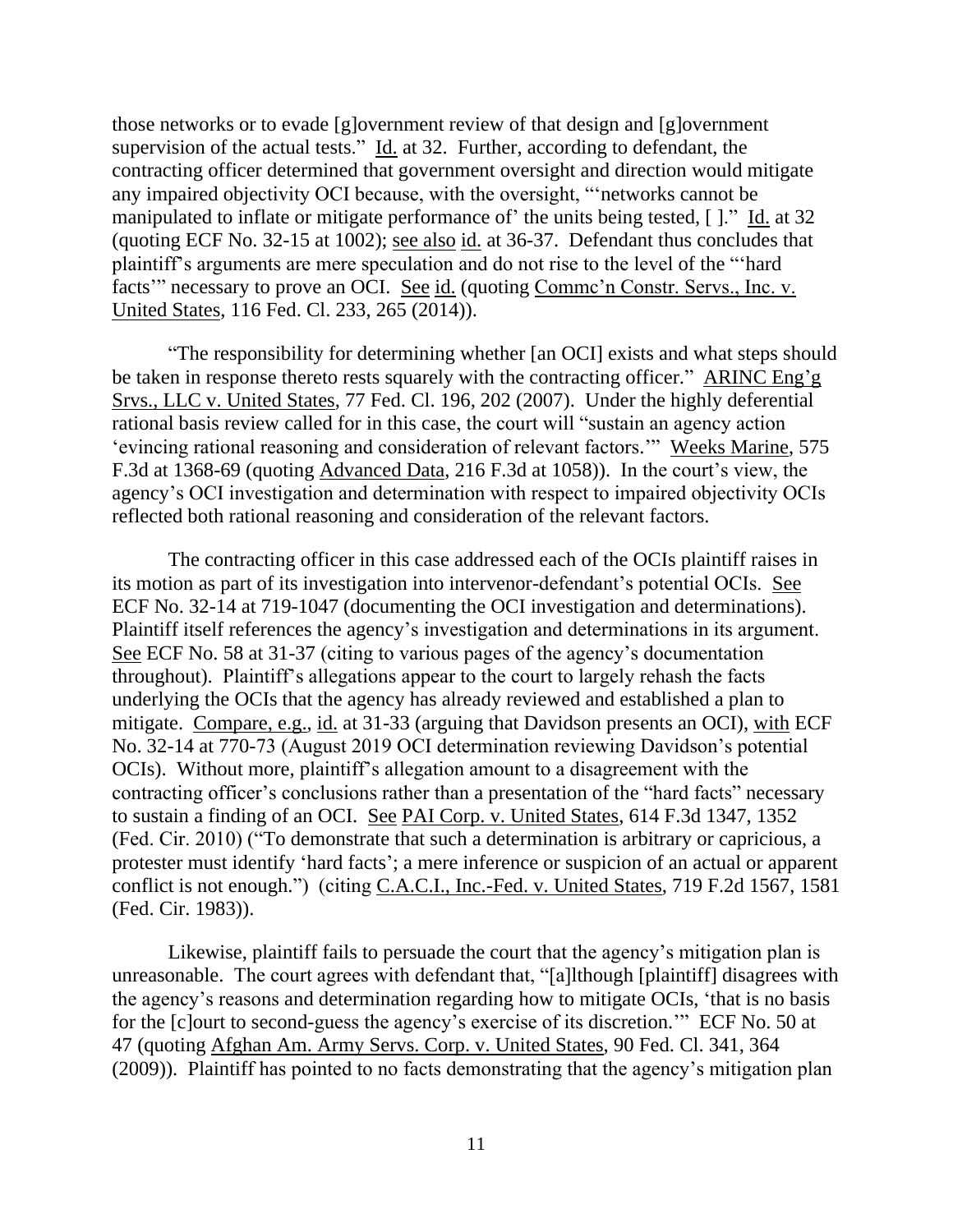those networks or to evade [g]overnment review of that design and [g]overnment supervision of the actual tests." Id. at 32. Further, according to defendant, the contracting officer determined that government oversight and direction would mitigate any impaired objectivity OCI because, with the oversight, "'networks cannot be manipulated to inflate or mitigate performance of' the units being tested, [ ]." Id. at 32 (quoting ECF No. 32-15 at 1002); see also id. at 36-37. Defendant thus concludes that plaintiff's arguments are mere speculation and do not rise to the level of the "'hard facts'" necessary to prove an OCI. See id. (quoting Commc'n Constr. Servs., Inc. v. United States, 116 Fed. Cl. 233, 265 (2014)).

"The responsibility for determining whether [an OCI] exists and what steps should be taken in response thereto rests squarely with the contracting officer." ARINC Eng'g Srvs., LLC v. United States, 77 Fed. Cl. 196, 202 (2007). Under the highly deferential rational basis review called for in this case, the court will "sustain an agency action 'evincing rational reasoning and consideration of relevant factors.'" Weeks Marine, 575 F.3d at 1368-69 (quoting Advanced Data, 216 F.3d at 1058)). In the court's view, the agency's OCI investigation and determination with respect to impaired objectivity OCIs reflected both rational reasoning and consideration of the relevant factors.

The contracting officer in this case addressed each of the OCIs plaintiff raises in its motion as part of its investigation into intervenor-defendant's potential OCIs. See ECF No. 32-14 at 719-1047 (documenting the OCI investigation and determinations). Plaintiff itself references the agency's investigation and determinations in its argument. See ECF No. 58 at 31-37 (citing to various pages of the agency's documentation throughout). Plaintiff's allegations appear to the court to largely rehash the facts underlying the OCIs that the agency has already reviewed and established a plan to mitigate. Compare, e.g., id. at 31-33 (arguing that Davidson presents an OCI), with ECF No. 32-14 at 770-73 (August 2019 OCI determination reviewing Davidson's potential OCIs). Without more, plaintiff's allegation amount to a disagreement with the contracting officer's conclusions rather than a presentation of the "hard facts" necessary to sustain a finding of an OCI. See PAI Corp. v. United States, 614 F.3d 1347, 1352 (Fed. Cir. 2010) ("To demonstrate that such a determination is arbitrary or capricious, a protester must identify 'hard facts'; a mere inference or suspicion of an actual or apparent conflict is not enough.") (citing C.A.C.I., Inc.-Fed. v. United States, 719 F.2d 1567, 1581 (Fed. Cir. 1983)).

Likewise, plaintiff fails to persuade the court that the agency's mitigation plan is unreasonable. The court agrees with defendant that, "[a]lthough [plaintiff] disagrees with the agency's reasons and determination regarding how to mitigate OCIs, 'that is no basis for the [c]ourt to second-guess the agency's exercise of its discretion.'" ECF No. 50 at 47 (quoting Afghan Am. Army Servs. Corp. v. United States, 90 Fed. Cl. 341, 364 (2009)). Plaintiff has pointed to no facts demonstrating that the agency's mitigation plan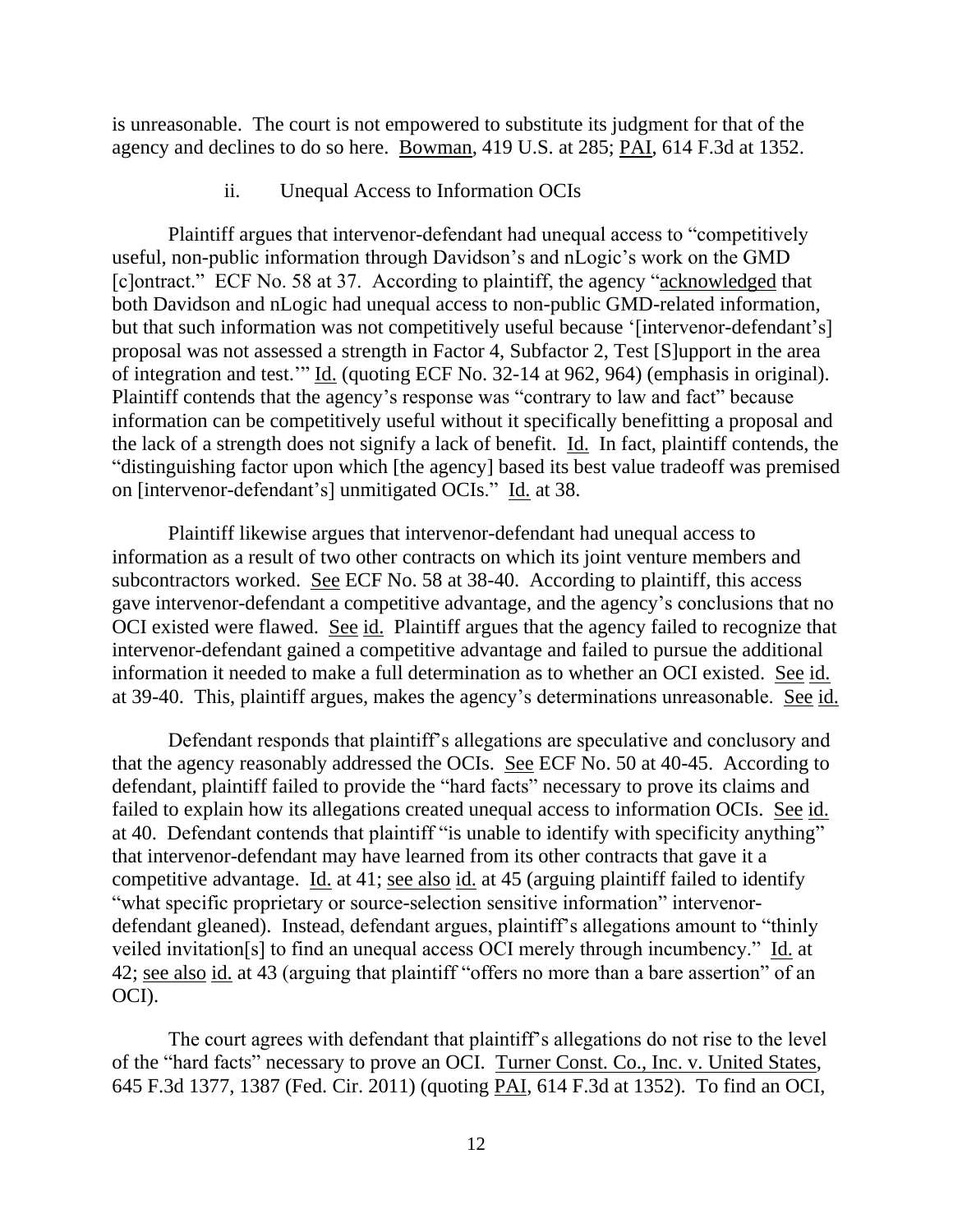is unreasonable. The court is not empowered to substitute its judgment for that of the agency and declines to do so here. Bowman, 419 U.S. at 285; PAI, 614 F.3d at 1352.

### ii. Unequal Access to Information OCIs

Plaintiff argues that intervenor-defendant had unequal access to "competitively useful, non-public information through Davidson's and nLogic's work on the GMD [c]ontract." ECF No. 58 at 37. According to plaintiff, the agency "acknowledged that both Davidson and nLogic had unequal access to non-public GMD-related information, but that such information was not competitively useful because '[intervenor-defendant's] proposal was not assessed a strength in Factor 4, Subfactor 2, Test [S]upport in the area of integration and test.'" Id. (quoting ECF No. 32-14 at 962, 964) (emphasis in original). Plaintiff contends that the agency's response was "contrary to law and fact" because information can be competitively useful without it specifically benefitting a proposal and the lack of a strength does not signify a lack of benefit. Id. In fact, plaintiff contends, the "distinguishing factor upon which [the agency] based its best value tradeoff was premised on [intervenor-defendant's] unmitigated OCIs." Id. at 38.

Plaintiff likewise argues that intervenor-defendant had unequal access to information as a result of two other contracts on which its joint venture members and subcontractors worked. See ECF No. 58 at 38-40. According to plaintiff, this access gave intervenor-defendant a competitive advantage, and the agency's conclusions that no OCI existed were flawed. See id. Plaintiff argues that the agency failed to recognize that intervenor-defendant gained a competitive advantage and failed to pursue the additional information it needed to make a full determination as to whether an OCI existed. See id. at 39-40. This, plaintiff argues, makes the agency's determinations unreasonable. See id.

Defendant responds that plaintiff's allegations are speculative and conclusory and that the agency reasonably addressed the OCIs. See ECF No. 50 at 40-45. According to defendant, plaintiff failed to provide the "hard facts" necessary to prove its claims and failed to explain how its allegations created unequal access to information OCIs. See id. at 40. Defendant contends that plaintiff "is unable to identify with specificity anything" that intervenor-defendant may have learned from its other contracts that gave it a competitive advantage. Id. at 41; see also id. at 45 (arguing plaintiff failed to identify "what specific proprietary or source-selection sensitive information" intervenor-defendant gleaned). Instead, defendant argues, plaintiff's allegations amount to "thinly veiled invitation[s] to find an unequal access OCI merely through incumbency." Id. at 42; see also id. at 43 (arguing that plaintiff "offers no more than a bare assertion" of an OCI).

The court agrees with defendant that plaintiff's allegations do not rise to the level of the "hard facts" necessary to prove an OCI. Turner Const. Co., Inc. v. United States, 645 F.3d 1377, 1387 (Fed. Cir. 2011) (quoting PAI, 614 F.3d at 1352). To find an OCI,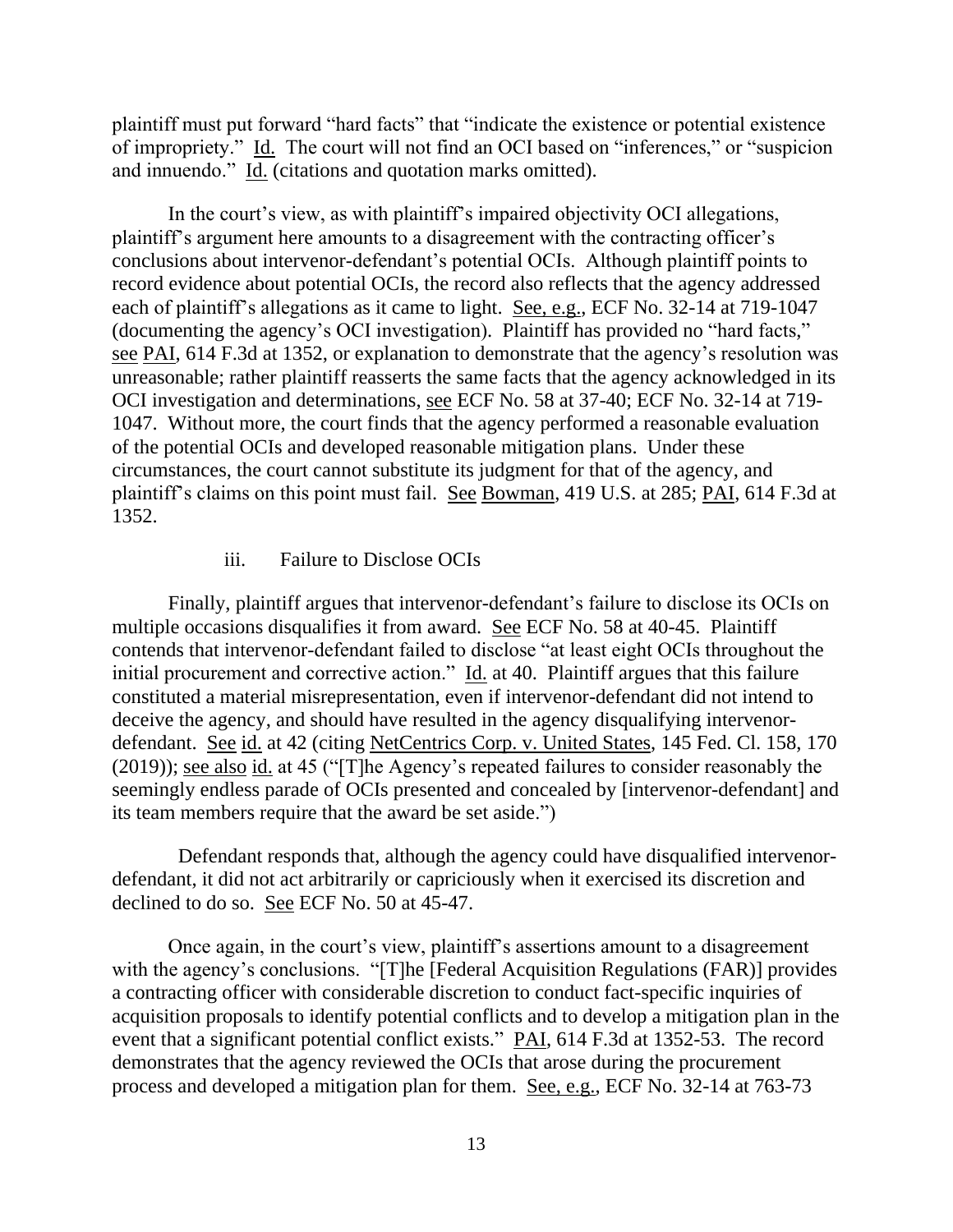plaintiff must put forward "hard facts" that "indicate the existence or potential existence of impropriety." Id. The court will not find an OCI based on "inferences," or "suspicion and innuendo." Id. (citations and quotation marks omitted).

In the court's view, as with plaintiff's impaired objectivity OCI allegations, plaintiff's argument here amounts to a disagreement with the contracting officer's conclusions about intervenor-defendant's potential OCIs. Although plaintiff points to record evidence about potential OCIs, the record also reflects that the agency addressed each of plaintiff's allegations as it came to light. See, e.g., ECF No. 32-14 at 719-1047 (documenting the agency's OCI investigation). Plaintiff has provided no "hard facts," see PAI, 614 F.3d at 1352, or explanation to demonstrate that the agency's resolution was unreasonable; rather plaintiff reasserts the same facts that the agency acknowledged in its OCI investigation and determinations, see ECF No. 58 at 37-40; ECF No. 32-14 at 719-1047. Without more, the court finds that the agency performed a reasonable evaluation of the potential OCIs and developed reasonable mitigation plans. Under these circumstances, the court cannot substitute its judgment for that of the agency, and plaintiff's claims on this point must fail. See Bowman, 419 U.S. at 285; PAI, 614 F.3d at 1352.

iii. Failure to Disclose OCIs

Finally, plaintiff argues that intervenor-defendant's failure to disclose its OCIs on multiple occasions disqualifies it from award. See ECF No. 58 at 40-45. Plaintiff contends that intervenor-defendant failed to disclose "at least eight OCIs throughout the initial procurement and corrective action." Id. at 40. Plaintiff argues that this failure constituted a material misrepresentation, even if intervenor-defendant did not intend to deceive the agency, and should have resulted in the agency disqualifying intervenor-defendant. See id. at 42 (citing NetCentrics Corp. v. United States, 145 Fed. Cl. 158, 170 (2019)); see also id. at 45 ("[T]he Agency's repeated failures to consider reasonably the seemingly endless parade of OCIs presented and concealed by [intervenor-defendant] and its team members require that the award be set aside.")

Defendant responds that, although the agency could have disqualified intervenor-defendant, it did not act arbitrarily or capriciously when it exercised its discretion and declined to do so. See ECF No. 50 at 45-47.

Once again, in the court's view, plaintiff's assertions amount to a disagreement with the agency's conclusions. "[T]he [Federal Acquisition Regulations (FAR)] provides a contracting officer with considerable discretion to conduct fact-specific inquiries of acquisition proposals to identify potential conflicts and to develop a mitigation plan in the event that a significant potential conflict exists." PAI, 614 F.3d at 1352-53. The record demonstrates that the agency reviewed the OCIs that arose during the procurement process and developed a mitigation plan for them. See, e.g., ECF No. 32-14 at 763-73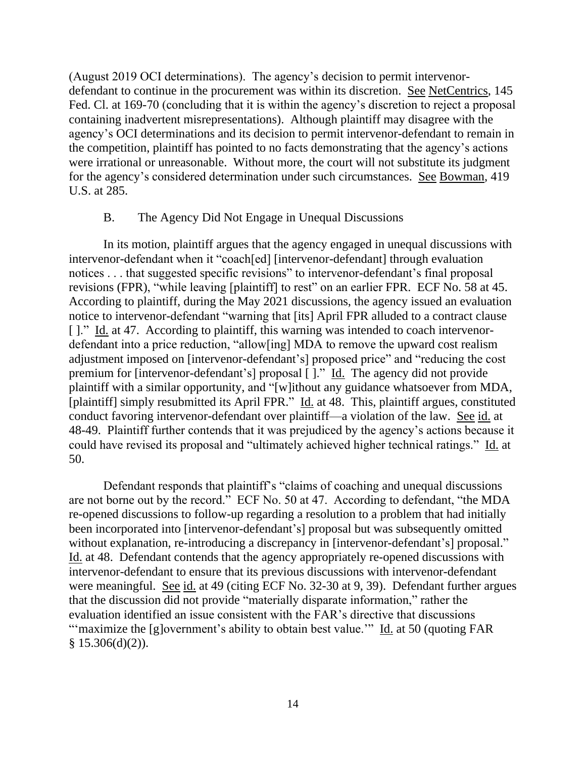(August 2019 OCI determinations). The agency's decision to permit intervenor-defendant to continue in the procurement was within its discretion. See NetCentrics, 145 Fed. Cl. at 169-70 (concluding that it is within the agency's discretion to reject a proposal containing inadvertent misrepresentations). Although plaintiff may disagree with the agency's OCI determinations and its decision to permit intervenor-defendant to remain in the competition, plaintiff has pointed to no facts demonstrating that the agency's actions were irrational or unreasonable. Without more, the court will not substitute its judgment for the agency's considered determination under such circumstances. See Bowman, 419 U.S. at 285.

### B. The Agency Did Not Engage in Unequal Discussions

In its motion, plaintiff argues that the agency engaged in unequal discussions with intervenor-defendant when it "coach[ed] [intervenor-defendant] through evaluation notices . . . that suggested specific revisions" to intervenor-defendant's final proposal revisions (FPR), "while leaving [plaintiff] to rest" on an earlier FPR. ECF No. 58 at 45. According to plaintiff, during the May 2021 discussions, the agency issued an evaluation notice to intervenor-defendant "warning that [its] April FPR alluded to a contract clause [ ]." Id. at 47. According to plaintiff, this warning was intended to coach intervenor-defendant into a price reduction, "allow[ing] MDA to remove the upward cost realism adjustment imposed on [intervenor-defendant's] proposed price" and "reducing the cost premium for [intervenor-defendant's] proposal [ ]." Id. The agency did not provide plaintiff with a similar opportunity, and "[w]ithout any guidance whatsoever from MDA, [plaintiff] simply resubmitted its April FPR." Id. at 48. This, plaintiff argues, constituted conduct favoring intervenor-defendant over plaintiff—a violation of the law. See id. at 48-49. Plaintiff further contends that it was prejudiced by the agency's actions because it could have revised its proposal and "ultimately achieved higher technical ratings." Id. at 50.

Defendant responds that plaintiff's "claims of coaching and unequal discussions are not borne out by the record." ECF No. 50 at 47. According to defendant, "the MDA re-opened discussions to follow-up regarding a resolution to a problem that had initially been incorporated into [intervenor-defendant's] proposal but was subsequently omitted without explanation, re-introducing a discrepancy in [intervenor-defendant's] proposal." Id. at 48. Defendant contends that the agency appropriately re-opened discussions with intervenor-defendant to ensure that its previous discussions with intervenor-defendant were meaningful. See id. at 49 (citing ECF No. 32-30 at 9, 39). Defendant further argues that the discussion did not provide "materially disparate information," rather the evaluation identified an issue consistent with the FAR's directive that discussions "'maximize the [g]overnment's ability to obtain best value.'" Id. at 50 (quoting FAR § 15.306(d)(2)).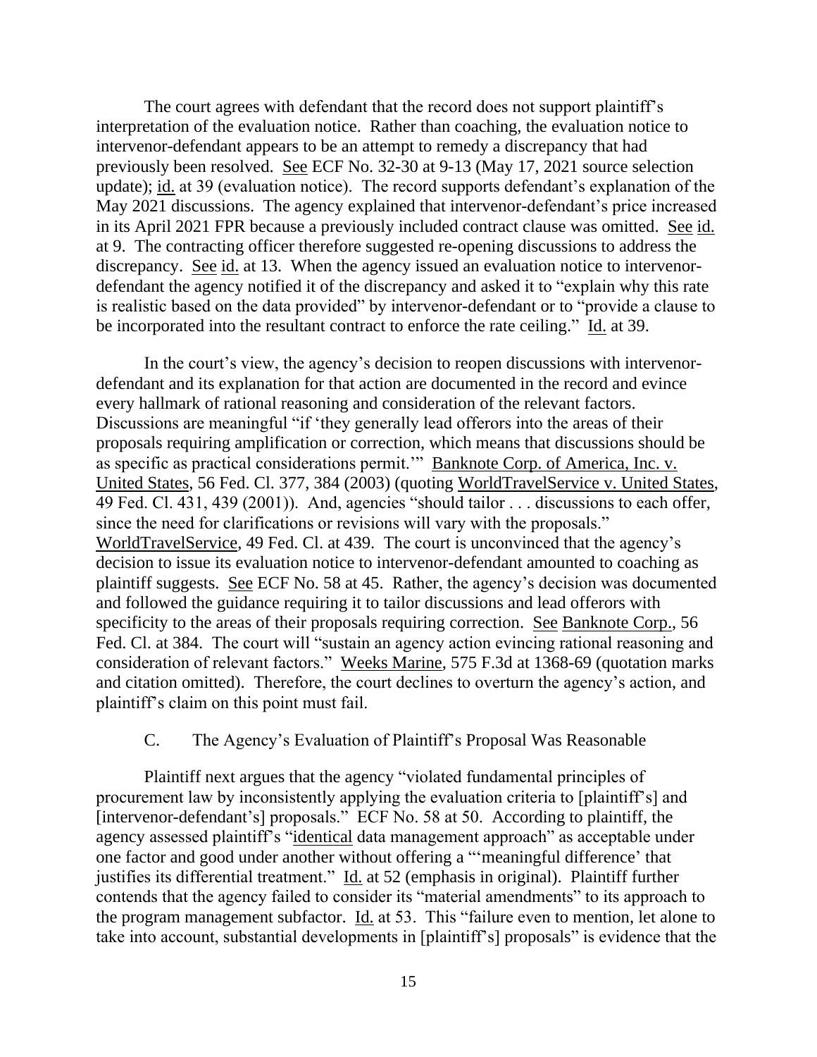The court agrees with defendant that the record does not support plaintiff's interpretation of the evaluation notice. Rather than coaching, the evaluation notice to intervenor-defendant appears to be an attempt to remedy a discrepancy that had previously been resolved. See ECF No. 32-30 at 9-13 (May 17, 2021 source selection update); id. at 39 (evaluation notice). The record supports defendant's explanation of the May 2021 discussions. The agency explained that intervenor-defendant's price increased in its April 2021 FPR because a previously included contract clause was omitted. See id. at 9. The contracting officer therefore suggested re-opening discussions to address the discrepancy. See id. at 13. When the agency issued an evaluation notice to intervenor-defendant the agency notified it of the discrepancy and asked it to "explain why this rate is realistic based on the data provided" by intervenor-defendant or to "provide a clause to be incorporated into the resultant contract to enforce the rate ceiling." Id. at 39.

In the court's view, the agency's decision to reopen discussions with intervenor-defendant and its explanation for that action are documented in the record and evince every hallmark of rational reasoning and consideration of the relevant factors. Discussions are meaningful "if 'they generally lead offerors into the areas of their proposals requiring amplification or correction, which means that discussions should be as specific as practical considerations permit.'" Banknote Corp. of America, Inc. v. United States, 56 Fed. Cl. 377, 384 (2003) (quoting WorldTravelService v. United States, 49 Fed. Cl. 431, 439 (2001)). And, agencies "should tailor . . . discussions to each offer, since the need for clarifications or revisions will vary with the proposals." WorldTravelService, 49 Fed. Cl. at 439. The court is unconvinced that the agency's decision to issue its evaluation notice to intervenor-defendant amounted to coaching as plaintiff suggests. See ECF No. 58 at 45. Rather, the agency's decision was documented and followed the guidance requiring it to tailor discussions and lead offerors with specificity to the areas of their proposals requiring correction. See Banknote Corp., 56 Fed. Cl. at 384. The court will "sustain an agency action evincing rational reasoning and consideration of relevant factors." Weeks Marine, 575 F.3d at 1368-69 (quotation marks and citation omitted). Therefore, the court declines to overturn the agency's action, and plaintiff's claim on this point must fail.

### C. The Agency's Evaluation of Plaintiff's Proposal Was Reasonable

Plaintiff next argues that the agency "violated fundamental principles of procurement law by inconsistently applying the evaluation criteria to [plaintiff's] and [intervenor-defendant's] proposals." ECF No. 58 at 50. According to plaintiff, the agency assessed plaintiff's "identical data management approach" as acceptable under one factor and good under another without offering a "'meaningful difference' that justifies its differential treatment." Id. at 52 (emphasis in original). Plaintiff further contends that the agency failed to consider its "material amendments" to its approach to the program management subfactor. Id. at 53. This "failure even to mention, let alone to take into account, substantial developments in [plaintiff's] proposals" is evidence that the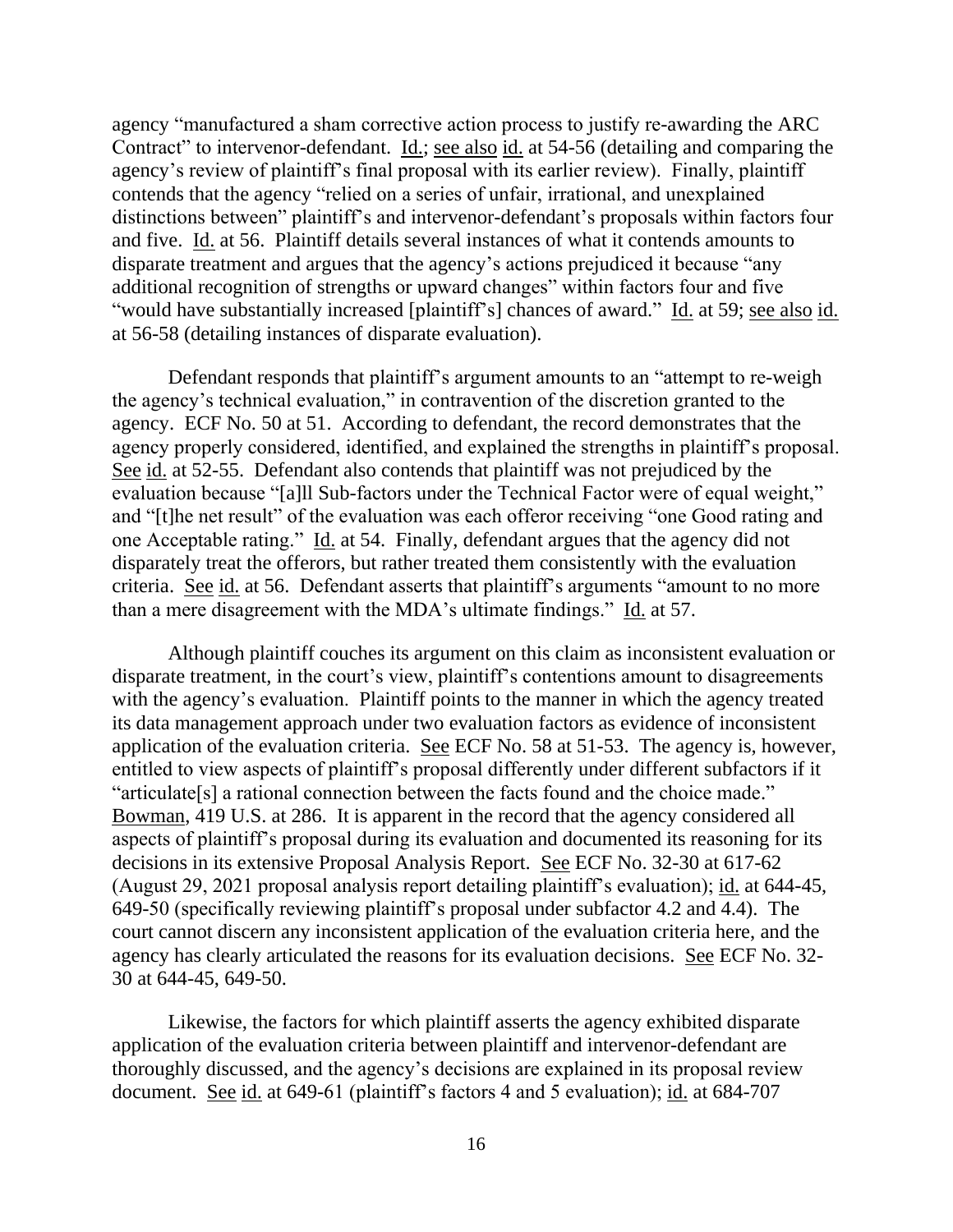agency "manufactured a sham corrective action process to justify re-awarding the ARC Contract" to intervenor-defendant. Id.; see also id. at 54-56 (detailing and comparing the agency's review of plaintiff's final proposal with its earlier review). Finally, plaintiff contends that the agency "relied on a series of unfair, irrational, and unexplained distinctions between" plaintiff's and intervenor-defendant's proposals within factors four and five. Id. at 56. Plaintiff details several instances of what it contends amounts to disparate treatment and argues that the agency's actions prejudiced it because "any additional recognition of strengths or upward changes" within factors four and five "would have substantially increased [plaintiff's] chances of award." Id. at 59; see also id. at 56-58 (detailing instances of disparate evaluation).

Defendant responds that plaintiff's argument amounts to an "attempt to re-weigh the agency's technical evaluation," in contravention of the discretion granted to the agency. ECF No. 50 at 51. According to defendant, the record demonstrates that the agency properly considered, identified, and explained the strengths in plaintiff's proposal. See id. at 52-55. Defendant also contends that plaintiff was not prejudiced by the evaluation because "[a]ll Sub-factors under the Technical Factor were of equal weight," and "[t]he net result" of the evaluation was each offeror receiving "one Good rating and one Acceptable rating." Id. at 54. Finally, defendant argues that the agency did not disparately treat the offerors, but rather treated them consistently with the evaluation criteria. See id. at 56. Defendant asserts that plaintiff's arguments "amount to no more than a mere disagreement with the MDA's ultimate findings." Id. at 57.

Although plaintiff couches its argument on this claim as inconsistent evaluation or disparate treatment, in the court's view, plaintiff's contentions amount to disagreements with the agency's evaluation. Plaintiff points to the manner in which the agency treated its data management approach under two evaluation factors as evidence of inconsistent application of the evaluation criteria. See ECF No. 58 at 51-53. The agency is, however, entitled to view aspects of plaintiff's proposal differently under different subfactors if it "articulate[s] a rational connection between the facts found and the choice made." Bowman, 419 U.S. at 286. It is apparent in the record that the agency considered all aspects of plaintiff's proposal during its evaluation and documented its reasoning for its decisions in its extensive Proposal Analysis Report. See ECF No. 32-30 at 617-62 (August 29, 2021 proposal analysis report detailing plaintiff's evaluation); id. at 644-45, 649-50 (specifically reviewing plaintiff's proposal under subfactor 4.2 and 4.4). The court cannot discern any inconsistent application of the evaluation criteria here, and the agency has clearly articulated the reasons for its evaluation decisions. See ECF No. 32-30 at 644-45, 649-50.

Likewise, the factors for which plaintiff asserts the agency exhibited disparate application of the evaluation criteria between plaintiff and intervenor-defendant are thoroughly discussed, and the agency's decisions are explained in its proposal review document. See id. at 649-61 (plaintiff's factors 4 and 5 evaluation); id. at 684-707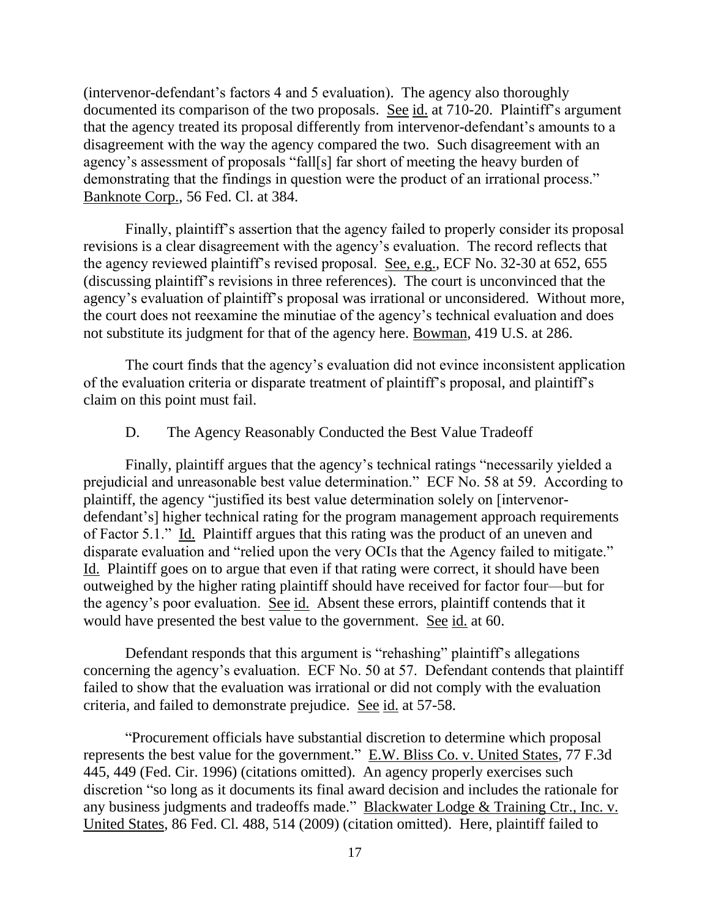(intervenor-defendant's factors 4 and 5 evaluation). The agency also thoroughly documented its comparison of the two proposals. See id. at 710-20. Plaintiff's argument that the agency treated its proposal differently from intervenor-defendant's amounts to a disagreement with the way the agency compared the two. Such disagreement with an agency's assessment of proposals "fall[s] far short of meeting the heavy burden of demonstrating that the findings in question were the product of an irrational process." Banknote Corp., 56 Fed. Cl. at 384.

Finally, plaintiff's assertion that the agency failed to properly consider its proposal revisions is a clear disagreement with the agency's evaluation. The record reflects that the agency reviewed plaintiff's revised proposal. See, e.g., ECF No. 32-30 at 652, 655 (discussing plaintiff's revisions in three references). The court is unconvinced that the agency's evaluation of plaintiff's proposal was irrational or unconsidered. Without more, the court does not reexamine the minutiae of the agency's technical evaluation and does not substitute its judgment for that of the agency here. Bowman, 419 U.S. at 286.

The court finds that the agency's evaluation did not evince inconsistent application of the evaluation criteria or disparate treatment of plaintiff's proposal, and plaintiff's claim on this point must fail.

D. The Agency Reasonably Conducted the Best Value Tradeoff

Finally, plaintiff argues that the agency's technical ratings "necessarily yielded a prejudicial and unreasonable best value determination." ECF No. 58 at 59. According to plaintiff, the agency "justified its best value determination solely on [intervenor-defendant's] higher technical rating for the program management approach requirements of Factor 5.1." Id. Plaintiff argues that this rating was the product of an uneven and disparate evaluation and "relied upon the very OCIs that the Agency failed to mitigate." Id. Plaintiff goes on to argue that even if that rating were correct, it should have been outweighed by the higher rating plaintiff should have received for factor four—but for the agency's poor evaluation. See id. Absent these errors, plaintiff contends that it would have presented the best value to the government. See id. at 60.

Defendant responds that this argument is "rehashing" plaintiff's allegations concerning the agency's evaluation. ECF No. 50 at 57. Defendant contends that plaintiff failed to show that the evaluation was irrational or did not comply with the evaluation criteria, and failed to demonstrate prejudice. See id. at 57-58.

"Procurement officials have substantial discretion to determine which proposal represents the best value for the government." E.W. Bliss Co. v. United States, 77 F.3d 445, 449 (Fed. Cir. 1996) (citations omitted). An agency properly exercises such discretion "so long as it documents its final award decision and includes the rationale for any business judgments and tradeoffs made." Blackwater Lodge & Training Ctr., Inc. v. United States, 86 Fed. Cl. 488, 514 (2009) (citation omitted). Here, plaintiff failed to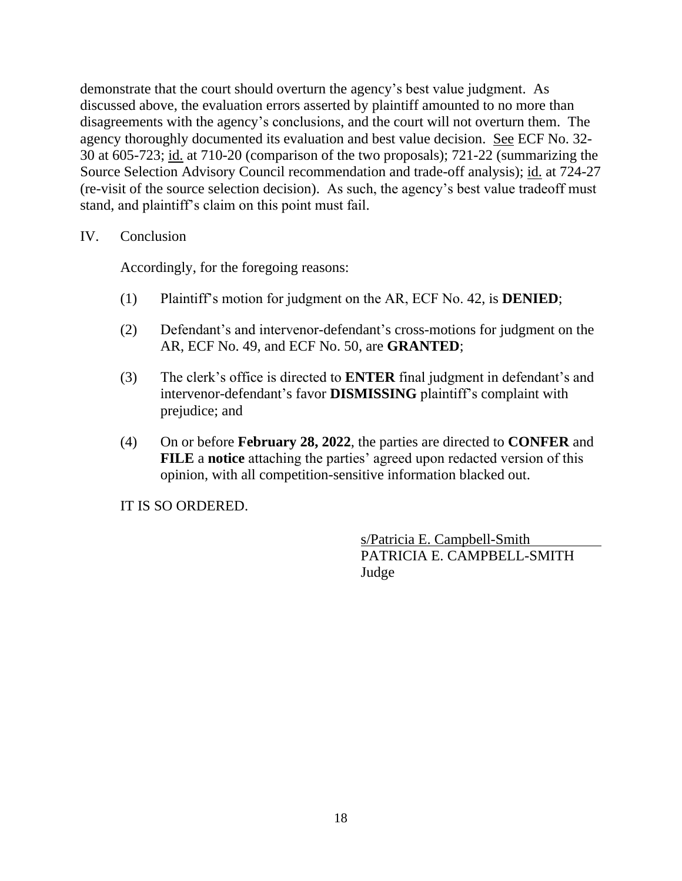demonstrate that the court should overturn the agency's best value judgment. As discussed above, the evaluation errors asserted by plaintiff amounted to no more than disagreements with the agency's conclusions, and the court will not overturn them. The agency thoroughly documented its evaluation and best value decision. See ECF No. 32-30 at 605-723; id. at 710-20 (comparison of the two proposals); 721-22 (summarizing the Source Selection Advisory Council recommendation and trade-off analysis); id. at 724-27 (re-visit of the source selection decision). As such, the agency's best value tradeoff must stand, and plaintiff's claim on this point must fail.

## IV. Conclusion

Accordingly, for the foregoing reasons:

(1) Plaintiff's motion for judgment on the AR, ECF No. 42, is **DENIED**;

(2) Defendant's and intervenor-defendant's cross-motions for judgment on the AR, ECF No. 49, and ECF No. 50, are **GRANTED**;

(3) The clerk's office is directed to **ENTER** final judgment in defendant's and intervenor-defendant's favor **DISMISSING** plaintiff's complaint with prejudice; and

(4) On or before **February 28, 2022**, the parties are directed to **CONFER** and **FILE** a **notice** attaching the parties' agreed upon redacted version of this opinion, with all competition-sensitive information blacked out.

IT IS SO ORDERED.

s/Patricia E. Campbell-Smith
PATRICIA E. CAMPBELL-SMITH
Judge